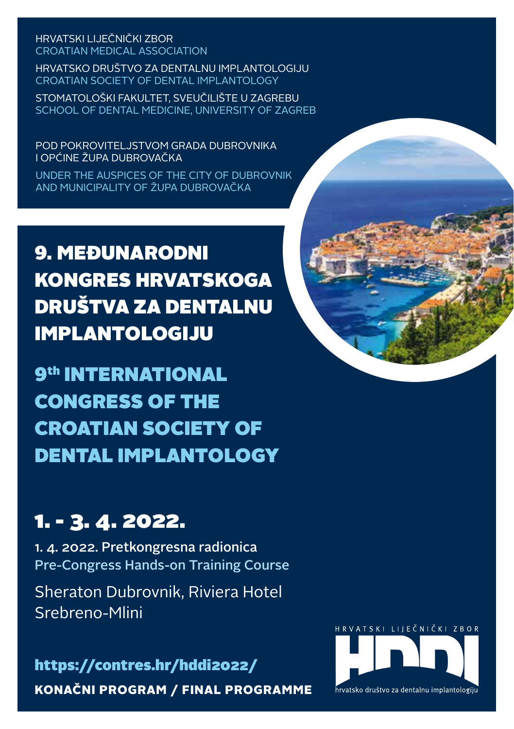HRVATSKI LIJEČNIČKI ZBOR
CROATIAN MEDICAL ASSOCIATION

HRVATSKO DRUŠTVO ZA DENTALNU IMPLANTOLOGIJU
CROATIAN SOCIETY OF DENTAL IMPLANTOLOGY

STOMATOLOŠKI FAKULTET, SVEUČILIŠTE U ZAGREBU
SCHOOL OF DENTAL MEDICINE, UNIVERSITY OF ZAGREB

POD POKROVITELJSTVOM GRADA DUBROVNIKA
I OPĆINE ŽUPA DUBROVAČKA

UNDER THE AUSPICES OF THE CITY OF DUBROVNIK
AND MUNICIPALITY OF ŽUPA DUBROVAČKA

# 9. MEĐUNARODNI KONGRES HRVATSKOGA DRUŠTVA ZA DENTALNU IMPLANTOLOGIJU

# 9th INTERNATIONAL CONGRESS OF THE CROATIAN SOCIETY OF DENTAL IMPLANTOLOGY

## 1. - 3. 4. 2022.

1. 4. 2022. Pretkongresna radionica
Pre-Congress Hands-on Training Course

Sheraton Dubrovnik, Riviera Hotel
Srebreno-Mlini

**https://contres.hr/hddi2022/**

**KONAČNI PROGRAM / FINAL PROGRAMME**

HRVATSKI LIJEČNIČKI ZBOR
HDDI
hrvatsko društvo za dentalnu implantologiju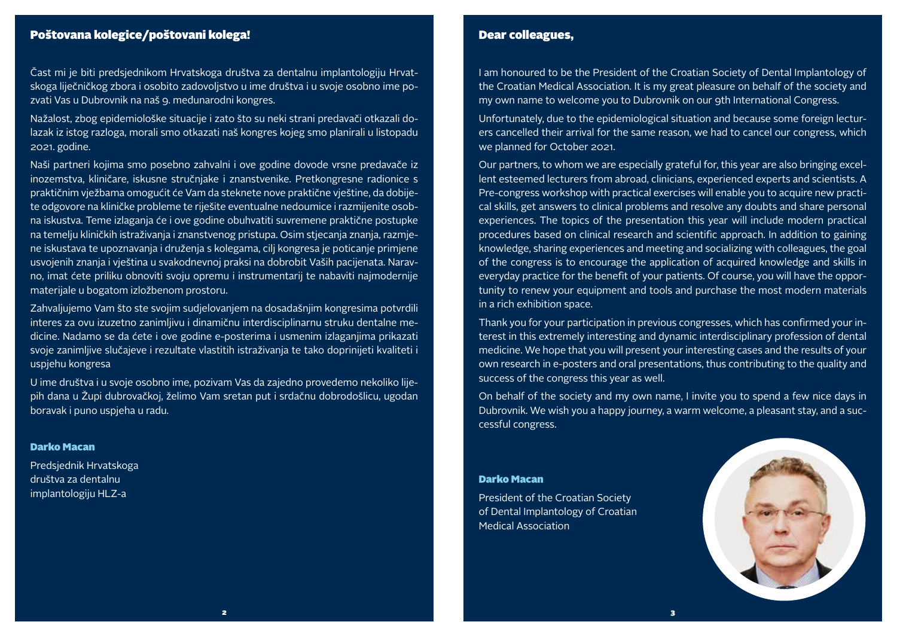## Poštovana kolegice/poštovani kolega!

Čast mi je biti predsjednikom Hrvatskoga društva za dentalnu implantologiju Hrvatskoga liječničkog zbora i osobito zadovoljstvo u ime društva i u svoje osobno ime pozvati Vas u Dubrovnik na naš 9. međunarodni kongres.

Nažalost, zbog epidemiološke situacije i zato što su neki strani predavači otkazali dolazak iz istog razloga, morali smo otkazati naš kongres kojeg smo planirali u listopadu 2021. godine.

Naši partneri kojima smo posebno zahvalni i ove godine dovode vrsne predavače iz inozemstva, kliničare, iskusne stručnjake i znanstvenike. Pretkongresne radionice s praktičnim vježbama omogućit će Vam da steknete nove praktične vještine, da dobijete odgovore na kliničke probleme te riješite eventualne nedoumice i razmijenite osobna iskustva. Teme izlaganja će i ove godine obuhvatiti suvremene praktične postupke na temelju kliničkih istraživanja i znanstvenog pristupa. Osim stjecanja znanja, razmjene iskustava te upoznavanja i druženja s kolegama, cilj kongresa je poticanje primjene usvojenih znanja i vještina u svakodnevnoj praksi na dobrobit Vaših pacijenata. Naravno, imat ćete priliku obnoviti svoju opremu i instrumentarij te nabaviti najmodernije materijale u bogatom izložbenom prostoru.

Zahvaljujemo Vam što ste svojim sudjelovanjem na dosadašnjim kongresima potvrdili interes za ovu izuzetno zanimljivu i dinamičnu interdisciplinarnu struku dentalne medicine. Nadamo se da ćete i ove godine e-posterima i usmenim izlaganjima prikazati svoje zanimljive slučajeve i rezultate vlastitih istraživanja te tako doprinijeti kvaliteti i uspjehu kongresa

U ime društva i u svoje osobno ime, pozivam Vas da zajedno provedemo nekoliko lijepih dana u Župi dubrovačkoj, želimo Vam sretan put i srdačnu dobrodošlicu, ugodan boravak i puno uspjeha u radu.

**Darko Macan**

Predsjednik Hrvatskoga društva za dentalnu implantologiju HLZ-a

## Dear colleagues,

I am honoured to be the President of the Croatian Society of Dental Implantology of the Croatian Medical Association. It is my great pleasure on behalf of the society and my own name to welcome you to Dubrovnik on our 9th International Congress.

Unfortunately, due to the epidemiological situation and because some foreign lecturers cancelled their arrival for the same reason, we had to cancel our congress, which we planned for October 2021.

Our partners, to whom we are especially grateful for, this year are also bringing excellent esteemed lecturers from abroad, clinicians, experienced experts and scientists. A Pre-congress workshop with practical exercises will enable you to acquire new practical skills, get answers to clinical problems and resolve any doubts and share personal experiences. The topics of the presentation this year will include modern practical procedures based on clinical research and scientific approach. In addition to gaining knowledge, sharing experiences and meeting and socializing with colleagues, the goal of the congress is to encourage the application of acquired knowledge and skills in everyday practice for the benefit of your patients. Of course, you will have the opportunity to renew your equipment and tools and purchase the most modern materials in a rich exhibition space.

Thank you for your participation in previous congresses, which has confirmed your interest in this extremely interesting and dynamic interdisciplinary profession of dental medicine. We hope that you will present your interesting cases and the results of your own research in e-posters and oral presentations, thus contributing to the quality and success of the congress this year as well.

On behalf of the society and my own name, I invite you to spend a few nice days in Dubrovnik. We wish you a happy journey, a warm welcome, a pleasant stay, and a successful congress.

**Darko Macan**

President of the Croatian Society of Dental Implantology of Croatian Medical Association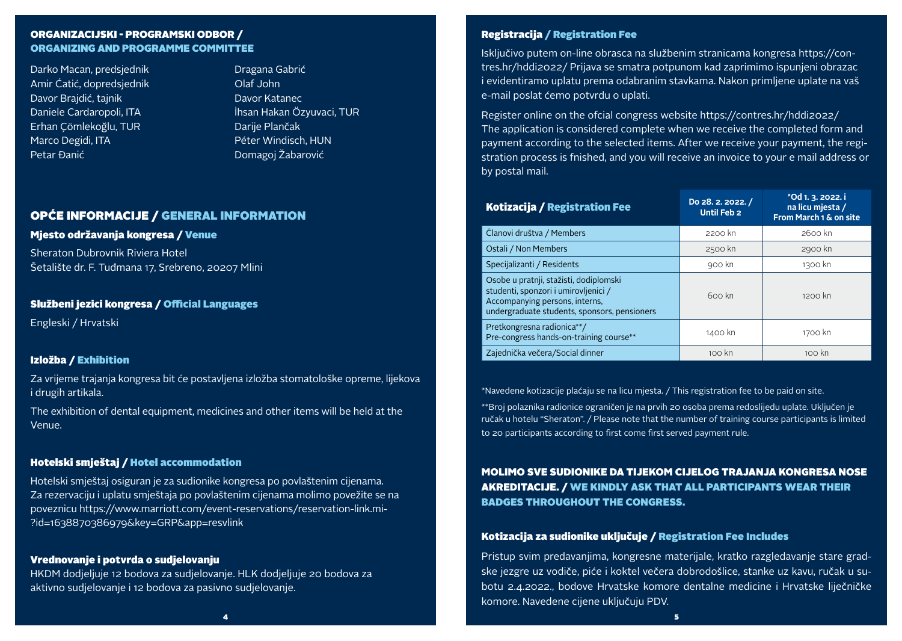## ORGANIZACIJSKI - PROGRAMSKI ODBOR / ORGANIZING AND PROGRAMME COMMITTEE

Darko Macan, predsjednik
Amir Ćatić, dopredsjednik
Davor Brajdić, tajnik
Daniele Cardaropoli, ITA
Erhan Çömlekoğlu, TUR
Marco Degidi, ITA
Petar Đanić
Dragana Gabrić
Olaf John
Davor Katanec
İhsan Hakan Özyuvaci, TUR
Darije Plančak
Péter Windisch, HUN
Domagoj Žabarović

## OPĆE INFORMACIJE / GENERAL INFORMATION

### Mjesto održavanja kongresa / Venue

Sheraton Dubrovnik Riviera Hotel
Šetalište dr. F. Tuđmana 17, Srebreno, 20207 Mlini

### Službeni jezici kongresa / Official Languages

Engleski / Hrvatski

### Izložba / Exhibition

Za vrijeme trajanja kongresa bit će postavljena izložba stomatološke opreme, lijekova i drugih artikala.

The exhibition of dental equipment, medicines and other items will be held at the Venue.

### Hotelski smještaj / Hotel accommodation

Hotelski smještaj osiguran je za sudionike kongresa po povlaštenim cijenama. Za rezervaciju i uplatu smještaja po povlaštenim cijenama molimo povežite se na poveznicu https://www.marriott.com/event-reservations/reservation-link.mi-?id=1638870386979&key=GRP&app=resvlink

### Vrednovanje i potvrda o sudjelovanju

HKDM dodjeljuje 12 bodova za sudjelovanje. HLK dodjeljuje 20 bodova za aktivno sudjelovanje i 12 bodova za pasivno sudjelovanje.

### Registracija / Registration Fee

Isključivo putem on-line obrasca na službenim stranicama kongresa https://contres.hr/hddi2022/ Prijava se smatra potpunom kad zaprimimo ispunjeni obrazac i evidentiramo uplatu prema odabranim stavkama. Nakon primljene uplate na vaš e-mail poslat ćemo potvrdu o uplati.

Register online on the ofcial congress website https://contres.hr/hddi2022/ The application is considered complete when we receive the completed form and payment according to the selected items. After we receive your payment, the registration process is fnished, and you will receive an invoice to your e mail address or by postal mail.

| Kotizacija / Registration Fee | Do 28. 2. 2022. / Until Feb 2 | *Od 1. 3. 2022. i na licu mjesta / From March 1 & on site |
|---|---|---|
| Članovi društva / Members | 2200 kn | 2600 kn |
| Ostali / Non Members | 2500 kn | 2900 kn |
| Specijalizanti / Residents | 900 kn | 1300 kn |
| Osobe u pratnji, stažisti, dodiplomski studenti, sponzori i umirovljenici / Accompanying persons, interns, undergraduate students, sponsors, pensioners | 600 kn | 1200 kn |
| Pretkongresna radionica**/ Pre-congress hands-on-training course** | 1400 kn | 1700 kn |
| Zajednička večera/Social dinner | 100 kn | 100 kn |

*Navedene kotizacije plaćaju se na licu mjesta. / This registration fee to be paid on site.

**Broj polaznika radionice ograničen je na prvih 20 osoba prema redoslijedu uplate. Uključen je ručak u hotelu "Sheraton". / Please note that the number of training course participants is limited to 20 participants according to first come first served payment rule.

**MOLIMO SVE SUDIONIKE DA TIJEKOM CIJELOG TRAJANJA KONGRESA NOSE AKREDITACIJE. / WE KINDLY ASK THAT ALL PARTICIPANTS WEAR THEIR BADGES THROUGHOUT THE CONGRESS.**

### Kotizacija za sudionike uključuje / Registration Fee Includes

Pristup svim predavanjima, kongresne materijale, kratko razgledavanje stare gradske jezgre uz vodiče, piće i koktel večera dobrodošlice, stanke uz kavu, ručak u subotu 2.4.2022., bodove Hrvatske komore dentalne medicine i Hrvatske liječničke komore. Navedene cijene uključuju PDV.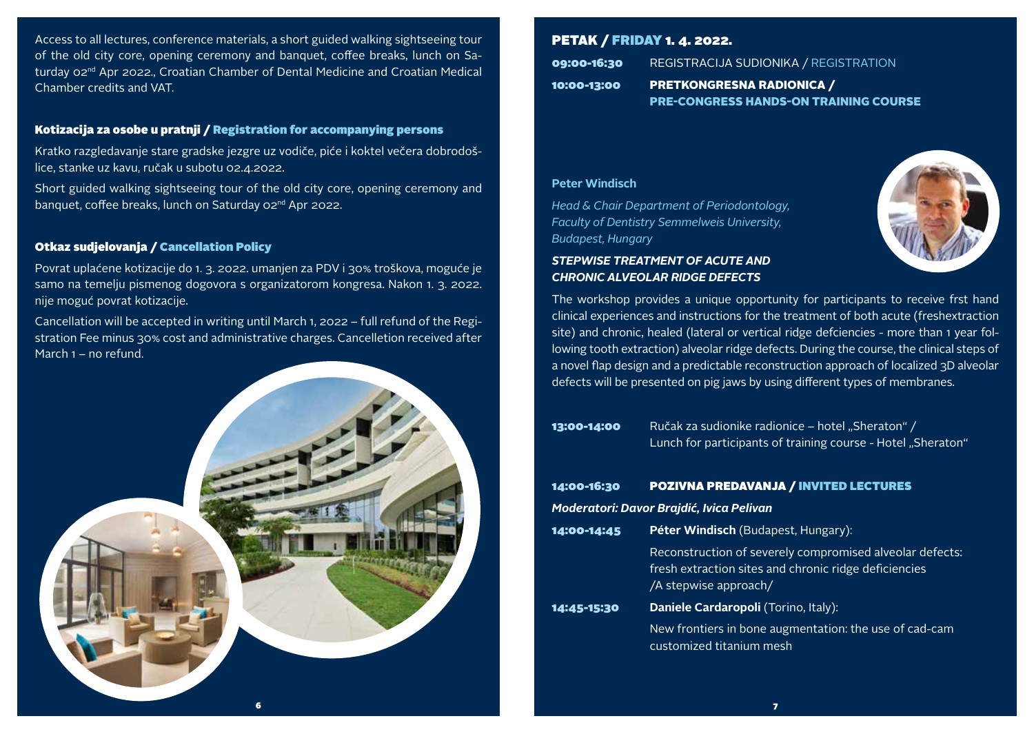Access to all lectures, conference materials, a short guided walking sightseeing tour of the old city core, opening ceremony and banquet, coffee breaks, lunch on Saturday 02nd Apr 2022., Croatian Chamber of Dental Medicine and Croatian Medical Chamber credits and VAT.

### Kotizacija za osobe u pratnji / Registration for accompanying persons

Kratko razgledavanje stare gradske jezgre uz vodiče, piće i koktel večera dobrodošlice, stanke uz kavu, ručak u subotu 02.4.2022.

Short guided walking sightseeing tour of the old city core, opening ceremony and banquet, coffee breaks, lunch on Saturday 02nd Apr 2022.

### Otkaz sudjelovanja / Cancellation Policy

Povrat uplaćene kotizacije do 1. 3. 2022. umanjen za PDV i 30% troškova, moguće je samo na temelju pismenog dogovora s organizatorom kongresa. Nakon 1. 3. 2022. nije moguć povrat kotizacije.

Cancellation will be accepted in writing until March 1, 2022 – full refund of the Registration Fee minus 30% cost and administrative charges. Cancelletion received after March 1 – no refund.

## PETAK / FRIDAY 1. 4. 2022.

**09:00-16:30** REGISTRACIJA SUDIONIKA / REGISTRATION

**10:00-13:00** **PRETKONGRESNA RADIONICA / PRE-CONGRESS HANDS-ON TRAINING COURSE**

**Peter Windisch**

*Head & Chair Department of Periodontology, Faculty of Dentistry Semmelweis University, Budapest, Hungary*

***STEPWISE TREATMENT OF ACUTE AND CHRONIC ALVEOLAR RIDGE DEFECTS***

The workshop provides a unique opportunity for participants to receive frst hand clinical experiences and instructions for the treatment of both acute (freshextraction site) and chronic, healed (lateral or vertical ridge defciencies - more than 1 year following tooth extraction) alveolar ridge defects. During the course, the clinical steps of a novel flap design and a predictable reconstruction approach of localized 3D alveolar defects will be presented on pig jaws by using different types of membranes.

**13:00-14:00** Ručak za sudionike radionice – hotel „Sheraton" / Lunch for participants of training course - Hotel „Sheraton"

**14:00-16:30** **POZIVNA PREDAVANJA / INVITED LECTURES**

***Moderatori: Davor Brajdić, Ivica Pelivan***

**14:00-14:45** **Péter Windisch** (Budapest, Hungary):
Reconstruction of severely compromised alveolar defects: fresh extraction sites and chronic ridge deficiencies /A stepwise approach/

**14:45-15:30** **Daniele Cardaropoli** (Torino, Italy):
New frontiers in bone augmentation: the use of cad-cam customized titanium mesh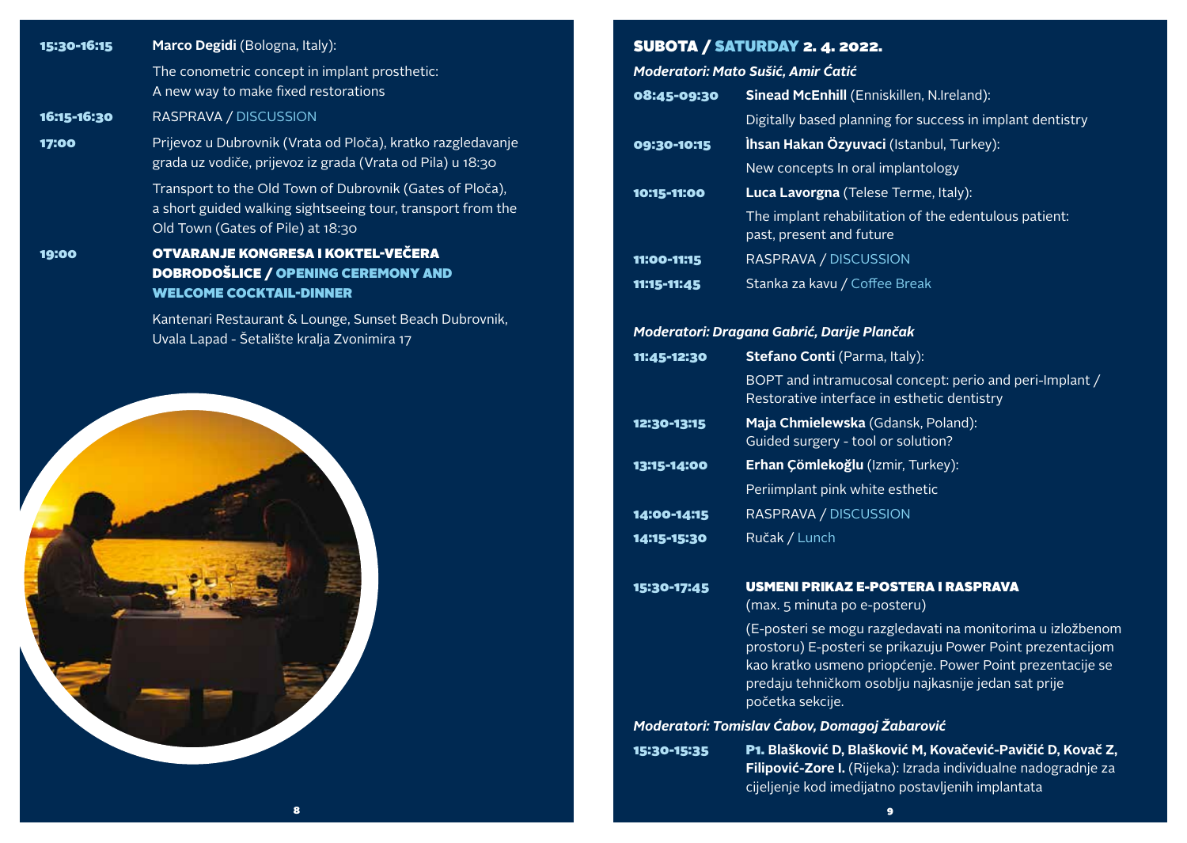**15:30-16:15** **Marco Degidi** (Bologna, Italy):
The conometric concept in implant prosthetic:
A new way to make fixed restorations

**16:15-16:30** RASPRAVA / DISCUSSION

**17:00** Prijevoz u Dubrovnik (Vrata od Ploča), kratko razgledavanje grada uz vodiče, prijevoz iz grada (Vrata od Pila) u 18:30

Transport to the Old Town of Dubrovnik (Gates of Ploča), a short guided walking sightseeing tour, transport from the Old Town (Gates of Pile) at 18:30

**19:00** **OTVARANJE KONGRESA I KOKTEL-VEČERA DOBRODOŠLICE / OPENING CEREMONY AND WELCOME COCKTAIL-DINNER**

Kantenari Restaurant & Lounge, Sunset Beach Dubrovnik, Uvala Lapad - Šetalište kralja Zvonimira 17

## SUBOTA / SATURDAY 2. 4. 2022.

*Moderatori: Mato Sušić, Amir Ćatić*

**08:45-09:30** **Sinead McEnhill** (Enniskillen, N.Ireland):
Digitally based planning for success in implant dentistry

**09:30-10:15** **İhsan Hakan Özyuvaci** (Istanbul, Turkey):
New concepts In oral implantology

**10:15-11:00** **Luca Lavorgna** (Telese Terme, Italy):
The implant rehabilitation of the edentulous patient: past, present and future

**11:00-11:15** RASPRAVA / DISCUSSION

**11:15-11:45** Stanka za kavu / Coffee Break

*Moderatori: Dragana Gabrić, Darije Plančak*

**11:45-12:30** **Stefano Conti** (Parma, Italy):
BOPT and intramucosal concept: perio and peri-Implant / Restorative interface in esthetic dentistry

**12:30-13:15** **Maja Chmielewska** (Gdansk, Poland):
Guided surgery - tool or solution?

**13:15-14:00** **Erhan Çömlekoğlu** (Izmir, Turkey):
Periimplant pink white esthetic

**14:00-14:15** RASPRAVA / DISCUSSION

**14:15-15:30** Ručak / Lunch

**15:30-17:45** **USMENI PRIKAZ E-POSTERA I RASPRAVA**
(max. 5 minuta po e-posteru)

(E-posteri se mogu razgledavati na monitorima u izložbenom prostoru) E-posteri se prikazuju Power Point prezentacijom kao kratko usmeno priopćenje. Power Point prezentacije se predaju tehničkom osoblju najkasnije jedan sat prije početka sekcije.

*Moderatori: Tomislav Ćabov, Domagoj Žabarović*

**15:30-15:35** **P1. Blašković D, Blašković M, Kovačević-Pavičić D, Kovač Z, Filipović-Zore I.** (Rijeka): Izrada individualne nadogradnje za cijeljenje kod imedijatno postavljenih implantata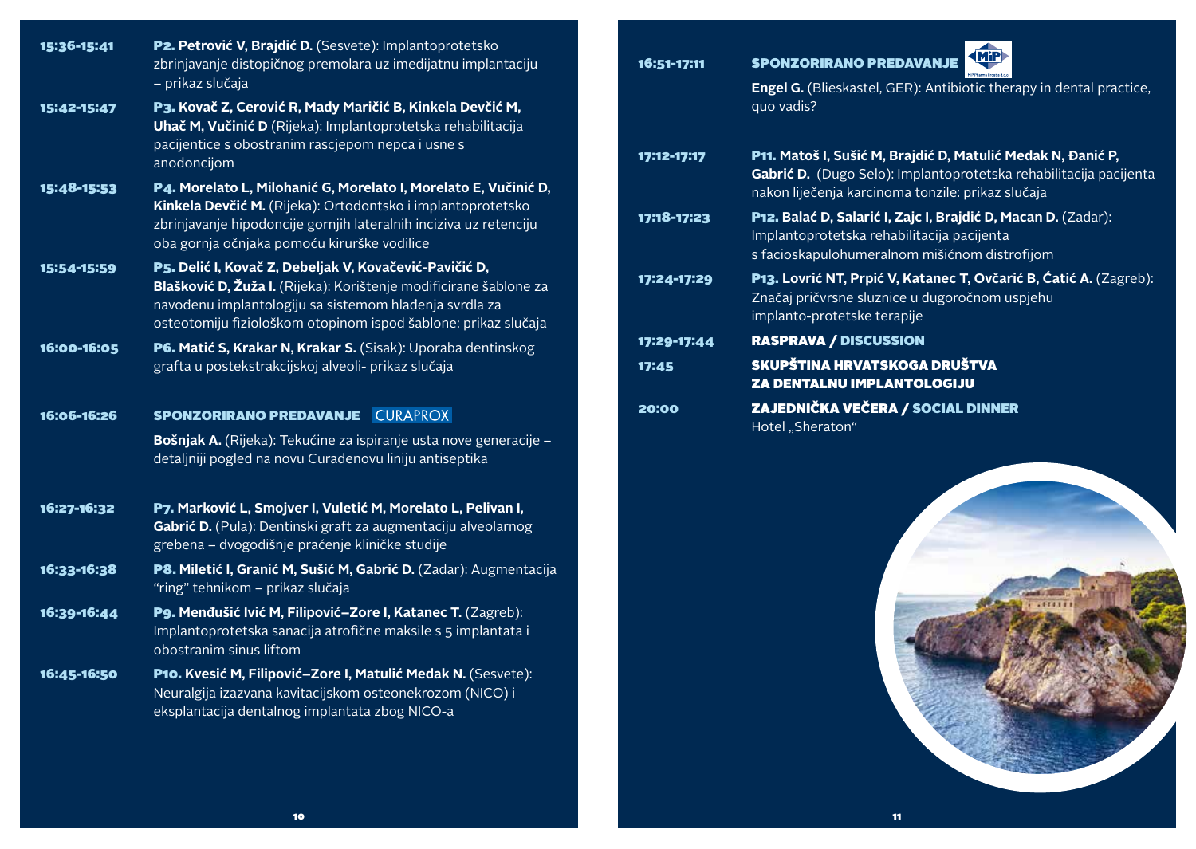**15:36-15:41** — **P2. Petrović V, Brajdić D.** (Sesvete): Implantoprotetsko zbrinjavanje distopičnog premolara uz imedijatnu implantaciju – prikaz slučaja

**15:42-15:47** — **P3. Kovač Z, Cerović R, Mady Maričić B, Kinkela Devčić M, Uhač M, Vučinić D** (Rijeka): Implantoprotetska rehabilitacija pacijentice s obostranim rascjepom nepca i usne s anodoncijom

**15:48-15:53** — **P4. Morelato L, Milohanić G, Morelato I, Morelato E, Vučinić D, Kinkela Devčić M.** (Rijeka): Ortodontsko i implantoprotetsko zbrinjavanje hipodoncije gornjih lateralnih inciziva uz retenciju oba gornja očnjaka pomoću kirurške vodilice

**15:54-15:59** — **P5. Delić I, Kovač Z, Debeljak V, Kovačević-Pavičić D, Blašković D, Žuža I.** (Rijeka): Korištenje modificirane šablone za navođenu implantologiju sa sistemom hlađenja svrdla za osteotomiju fiziološkom otopinom ispod šablone: prikaz slučaja

**16:00-16:05** — **P6. Matić S, Krakar N, Krakar S.** (Sisak): Uporaba dentinskog grafta u postekstrakcijskoj alveoli- prikaz slučaja

**16:06-16:26** — **SPONZORIRANO PREDAVANJE** CURAPROX

**Bošnjak A.** (Rijeka): Tekućine za ispiranje usta nove generacije – detaljniji pogled na novu Curadenovu liniju antiseptika

**16:27-16:32** — **P7. Marković L, Smojver I, Vuletić M, Morelato L, Pelivan I, Gabrić D.** (Pula): Dentinski graft za augmentaciju alveolarnog grebena – dvogodišnje praćenje kliničke studije

**16:33-16:38** — **P8. Miletić I, Granić M, Sušić M, Gabrić D.** (Zadar): Augmentacija "ring" tehnikom – prikaz slučaja

**16:39-16:44** — **P9. Menđušić Ivić M, Filipović–Zore I, Katanec T.** (Zagreb): Implantoprotetska sanacija atrofične maksile s 5 implantata i obostranim sinus liftom

**16:45-16:50** — **P10. Kvesić M, Filipović–Zore I, Matulić Medak N.** (Sesvete): Neuralgija izazvana kavitacijskom osteonekrozom (NICO) i eksplantacija dentalnog implantata zbog NICO-a

**16:51-17:11** — **SPONZORIRANO PREDAVANJE** MIP Pharma Croatia d.o.o.

**Engel G.** (Blieskastel, GER): Antibiotic therapy in dental practice, quo vadis?

**17:12-17:17** — **P11. Matoš I, Sušić M, Brajdić D, Matulić Medak N, Đanić P, Gabrić D.** (Dugo Selo): Implantoprotetska rehabilitacija pacijenta nakon liječenja karcinoma tonzile: prikaz slučaja

**17:18-17:23** — **P12. Balać D, Salarić I, Zajc I, Brajdić D, Macan D.** (Zadar): Implantoprotetska rehabilitacija pacijenta s facioskapulohumeralnom mišićnom distrofijom

**17:24-17:29** — **P13. Lovrić NT, Prpić V, Katanec T, Ovčarić B, Ćatić A.** (Zagreb): Značaj pričvrsne sluznice u dugoročnom uspjehu implanto-protetske terapije

**17:29-17:44** — **RASPRAVA / DISCUSSION**

**17:45** — **SKUPŠTINA HRVATSKOGA DRUŠTVA ZA DENTALNU IMPLANTOLOGIJU**

**20:00** — **ZAJEDNIČKA VEČERA / SOCIAL DINNER**

Hotel „Sheraton"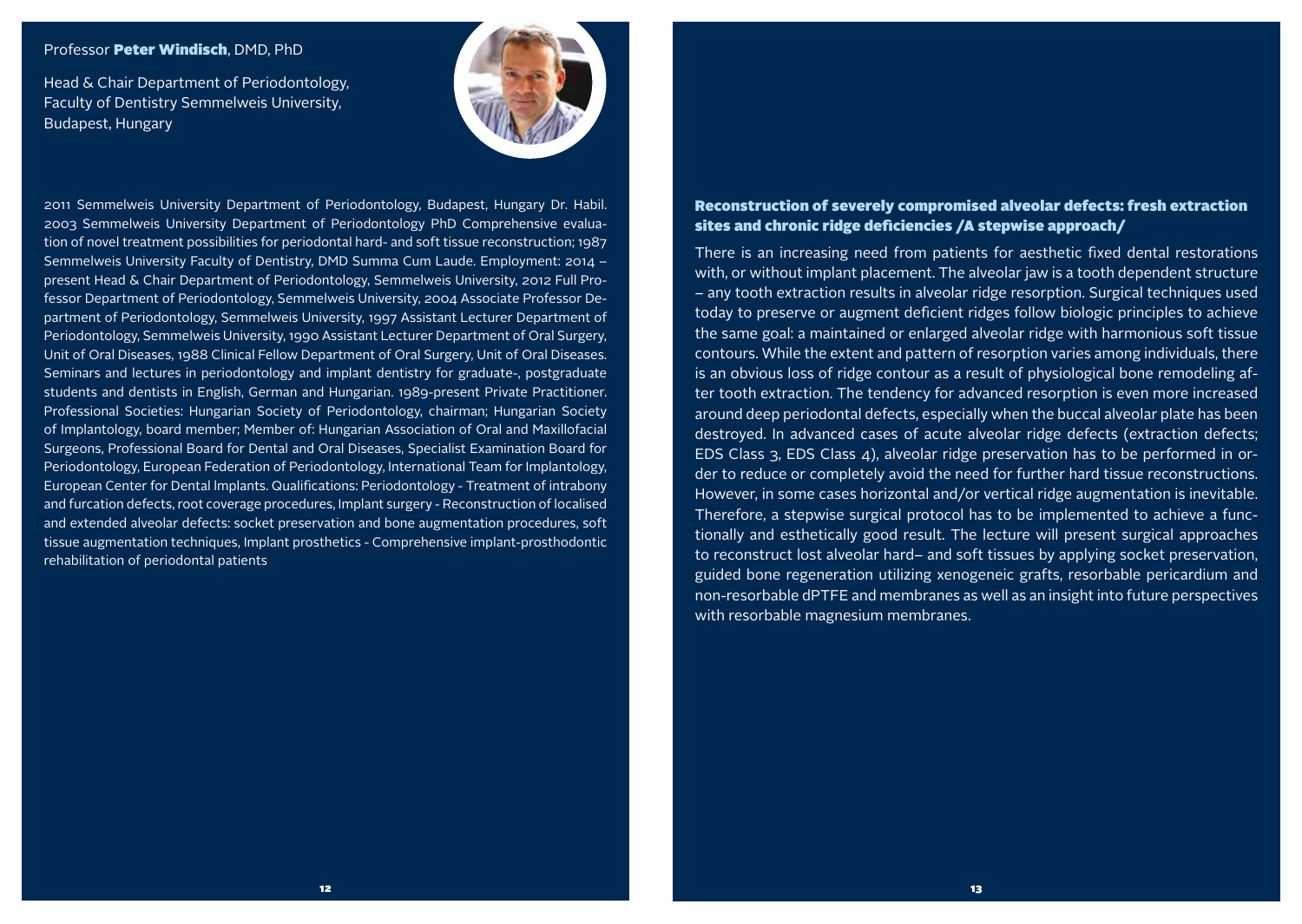Professor **Peter Windisch**, DMD, PhD

Head & Chair Department of Periodontology, Faculty of Dentistry Semmelweis University, Budapest, Hungary

2011 Semmelweis University Department of Periodontology, Budapest, Hungary Dr. Habil. 2003 Semmelweis University Department of Periodontology PhD Comprehensive evaluation of novel treatment possibilities for periodontal hard- and soft tissue reconstruction; 1987 Semmelweis University Faculty of Dentistry, DMD Summa Cum Laude. Employment: 2014 – present Head & Chair Department of Periodontology, Semmelweis University, 2012 Full Professor Department of Periodontology, Semmelweis University, 2004 Associate Professor Department of Periodontology, Semmelweis University, 1997 Assistant Lecturer Department of Periodontology, Semmelweis University, 1990 Assistant Lecturer Department of Oral Surgery, Unit of Oral Diseases, 1988 Clinical Fellow Department of Oral Surgery, Unit of Oral Diseases. Seminars and lectures in periodontology and implant dentistry for graduate-, postgraduate students and dentists in English, German and Hungarian. 1989-present Private Practitioner. Professional Societies: Hungarian Society of Periodontology, chairman; Hungarian Society of Implantology, board member; Member of: Hungarian Association of Oral and Maxillofacial Surgeons, Professional Board for Dental and Oral Diseases, Specialist Examination Board for Periodontology, European Federation of Periodontology, International Team for Implantology, European Center for Dental Implants. Qualifications: Periodontology - Treatment of intrabony and furcation defects, root coverage procedures, Implant surgery - Reconstruction of localised and extended alveolar defects: socket preservation and bone augmentation procedures, soft tissue augmentation techniques, Implant prosthetics - Comprehensive implant-prosthodontic rehabilitation of periodontal patients

## Reconstruction of severely compromised alveolar defects: fresh extraction sites and chronic ridge deficiencies /A stepwise approach/

There is an increasing need from patients for aesthetic fixed dental restorations with, or without implant placement. The alveolar jaw is a tooth dependent structure – any tooth extraction results in alveolar ridge resorption. Surgical techniques used today to preserve or augment deficient ridges follow biologic principles to achieve the same goal: a maintained or enlarged alveolar ridge with harmonious soft tissue contours. While the extent and pattern of resorption varies among individuals, there is an obvious loss of ridge contour as a result of physiological bone remodeling after tooth extraction. The tendency for advanced resorption is even more increased around deep periodontal defects, especially when the buccal alveolar plate has been destroyed. In advanced cases of acute alveolar ridge defects (extraction defects; EDS Class 3, EDS Class 4), alveolar ridge preservation has to be performed in order to reduce or completely avoid the need for further hard tissue reconstructions. However, in some cases horizontal and/or vertical ridge augmentation is inevitable. Therefore, a stepwise surgical protocol has to be implemented to achieve a functionally and esthetically good result. The lecture will present surgical approaches to reconstruct lost alveolar hard– and soft tissues by applying socket preservation, guided bone regeneration utilizing xenogeneic grafts, resorbable pericardium and non-resorbable dPTFE and membranes as well as an insight into future perspectives with resorbable magnesium membranes.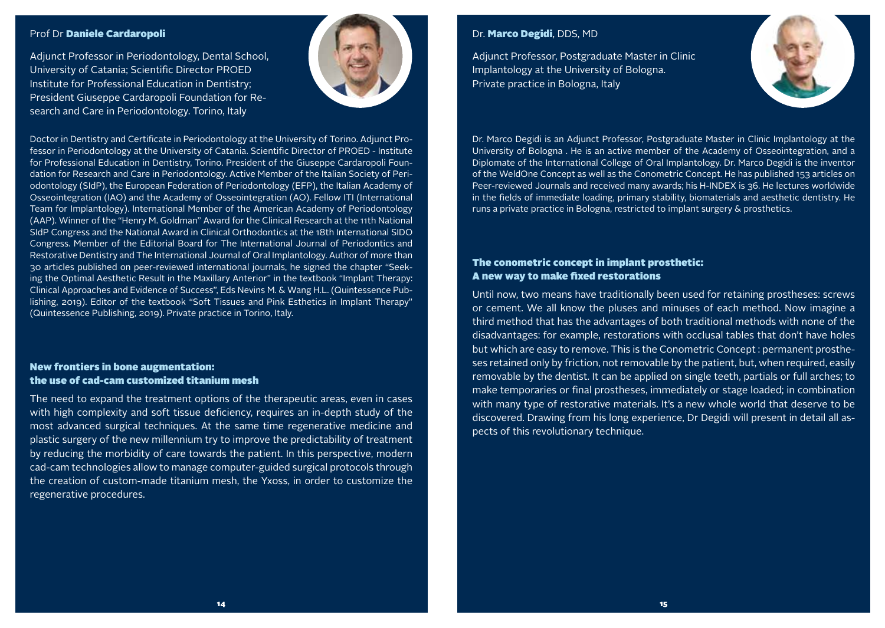Prof Dr **Daniele Cardaropoli**

Adjunct Professor in Periodontology, Dental School, University of Catania; Scientific Director PROED Institute for Professional Education in Dentistry; President Giuseppe Cardaropoli Foundation for Research and Care in Periodontology. Torino, Italy

Doctor in Dentistry and Certificate in Periodontology at the University of Torino. Adjunct Professor in Periodontology at the University of Catania. Scientific Director of PROED - Institute for Professional Education in Dentistry, Torino. President of the Giuseppe Cardaropoli Foundation for Research and Care in Periodontology. Active Member of the Italian Society of Periodontology (SIdP), the European Federation of Periodontology (EFP), the Italian Academy of Osseointegration (IAO) and the Academy of Osseointegration (AO). Fellow ITI (International Team for Implantology). International Member of the American Academy of Periodontology (AAP). Winner of the "Henry M. Goldman" Award for the Clinical Research at the 11th National SIdP Congress and the National Award in Clinical Orthodontics at the 18th International SIDO Congress. Member of the Editorial Board for The International Journal of Periodontics and Restorative Dentistry and The International Journal of Oral Implantology. Author of more than 30 articles published on peer-reviewed international journals, he signed the chapter "Seeking the Optimal Aesthetic Result in the Maxillary Anterior" in the textbook "Implant Therapy: Clinical Approaches and Evidence of Success", Eds Nevins M. & Wang H.L. (Quintessence Publishing, 2019). Editor of the textbook "Soft Tissues and Pink Esthetics in Implant Therapy" (Quintessence Publishing, 2019). Private practice in Torino, Italy.

## New frontiers in bone augmentation: the use of cad-cam customized titanium mesh

The need to expand the treatment options of the therapeutic areas, even in cases with high complexity and soft tissue deficiency, requires an in-depth study of the most advanced surgical techniques. At the same time regenerative medicine and plastic surgery of the new millennium try to improve the predictability of treatment by reducing the morbidity of care towards the patient. In this perspective, modern cad-cam technologies allow to manage computer-guided surgical protocols through the creation of custom-made titanium mesh, the Yxoss, in order to customize the regenerative procedures.

Dr. **Marco Degidi**, DDS, MD

Adjunct Professor, Postgraduate Master in Clinic Implantology at the University of Bologna. Private practice in Bologna, Italy

Dr. Marco Degidi is an Adjunct Professor, Postgraduate Master in Clinic Implantology at the University of Bologna . He is an active member of the Academy of Osseointegration, and a Diplomate of the International College of Oral Implantology. Dr. Marco Degidi is the inventor of the WeldOne Concept as well as the Conometric Concept. He has published 153 articles on Peer-reviewed Journals and received many awards; his H-INDEX is 36. He lectures worldwide in the fields of immediate loading, primary stability, biomaterials and aesthetic dentistry. He runs a private practice in Bologna, restricted to implant surgery & prosthetics.

## The conometric concept in implant prosthetic: A new way to make fixed restorations

Until now, two means have traditionally been used for retaining prostheses: screws or cement. We all know the pluses and minuses of each method. Now imagine a third method that has the advantages of both traditional methods with none of the disadvantages: for example, restorations with occlusal tables that don't have holes but which are easy to remove. This is the Conometric Concept : permanent prostheses retained only by friction, not removable by the patient, but, when required, easily removable by the dentist. It can be applied on single teeth, partials or full arches; to make temporaries or final prostheses, immediately or stage loaded; in combination with many type of restorative materials. It's a new whole world that deserve to be discovered. Drawing from his long experience, Dr Degidi will present in detail all aspects of this revolutionary technique.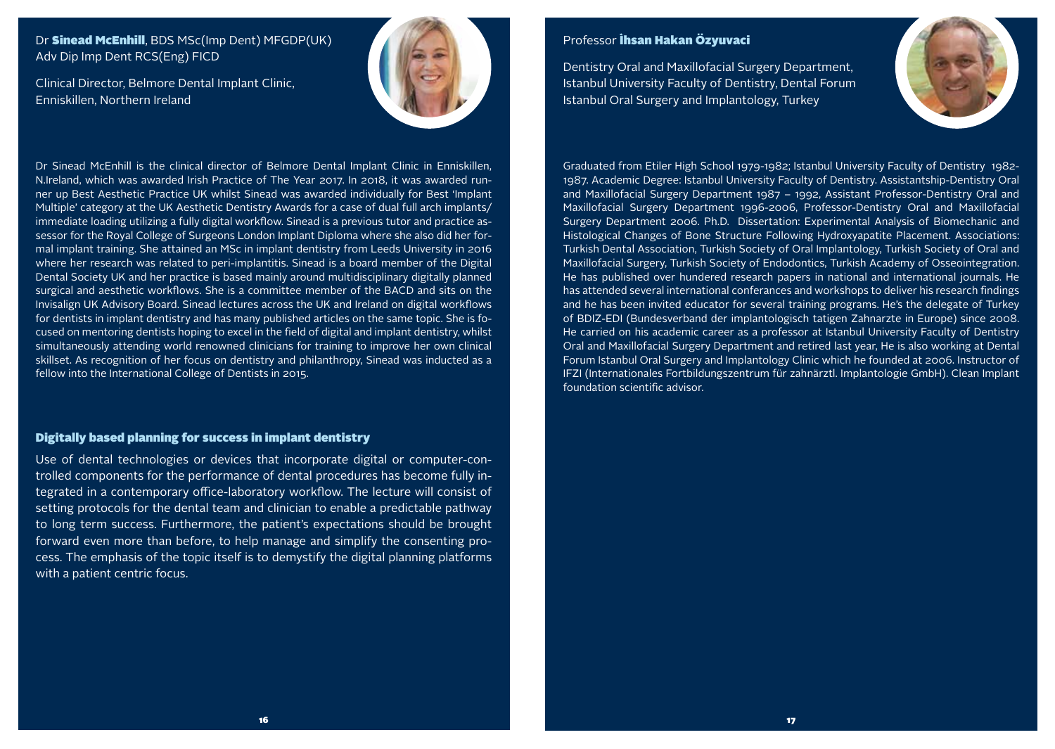Dr **Sinead McEnhill**, BDS MSc(Imp Dent) MFGDP(UK) Adv Dip Imp Dent RCS(Eng) FICD

Clinical Director, Belmore Dental Implant Clinic, Enniskillen, Northern Ireland

Dr Sinead McEnhill is the clinical director of Belmore Dental Implant Clinic in Enniskillen, N.Ireland, which was awarded Irish Practice of The Year 2017. In 2018, it was awarded runner up Best Aesthetic Practice UK whilst Sinead was awarded individually for Best 'Implant Multiple' category at the UK Aesthetic Dentistry Awards for a case of dual full arch implants/ immediate loading utilizing a fully digital workflow. Sinead is a previous tutor and practice assessor for the Royal College of Surgeons London Implant Diploma where she also did her formal implant training. She attained an MSc in implant dentistry from Leeds University in 2016 where her research was related to peri-implantitis. Sinead is a board member of the Digital Dental Society UK and her practice is based mainly around multidisciplinary digitally planned surgical and aesthetic workflows. She is a committee member of the BACD and sits on the Invisalign UK Advisory Board. Sinead lectures across the UK and Ireland on digital workflows for dentists in implant dentistry and has many published articles on the same topic. She is focused on mentoring dentists hoping to excel in the field of digital and implant dentistry, whilst simultaneously attending world renowned clinicians for training to improve her own clinical skillset. As recognition of her focus on dentistry and philanthropy, Sinead was inducted as a fellow into the International College of Dentists in 2015.

## Digitally based planning for success in implant dentistry

Use of dental technologies or devices that incorporate digital or computer-controlled components for the performance of dental procedures has become fully integrated in a contemporary office-laboratory workflow. The lecture will consist of setting protocols for the dental team and clinician to enable a predictable pathway to long term success. Furthermore, the patient's expectations should be brought forward even more than before, to help manage and simplify the consenting process. The emphasis of the topic itself is to demystify the digital planning platforms with a patient centric focus.

Professor **İhsan Hakan Özyuvaci**

Dentistry Oral and Maxillofacial Surgery Department, Istanbul University Faculty of Dentistry, Dental Forum Istanbul Oral Surgery and Implantology, Turkey

Graduated from Etiler High School 1979-1982; Istanbul University Faculty of Dentistry 1982-1987. Academic Degree: Istanbul University Faculty of Dentistry. Assistantship-Dentistry Oral and Maxillofacial Surgery Department 1987 – 1992, Assistant Professor-Dentistry Oral and Maxillofacial Surgery Department 1996-2006, Professor-Dentistry Oral and Maxillofacial Surgery Department 2006. Ph.D. Dissertation: Experimental Analysis of Biomechanic and Histological Changes of Bone Structure Following Hydroxyapatite Placement. Associations: Turkish Dental Association, Turkish Society of Oral Implantology, Turkish Society of Oral and Maxillofacial Surgery, Turkish Society of Endodontics, Turkish Academy of Osseointegration. He has published over hundered research papers in national and international journals. He has attended several international conferances and workshops to deliver his research findings and he has been invited educator for several training programs. He's the delegate of Turkey of BDIZ-EDI (Bundesverband der implantologisch tatigen Zahnarzte in Europe) since 2008. He carried on his academic career as a professor at Istanbul University Faculty of Dentistry Oral and Maxillofacial Surgery Department and retired last year, He is also working at Dental Forum Istanbul Oral Surgery and Implantology Clinic which he founded at 2006. Instructor of IFZI (Internationales Fortbildungszentrum für zahnärztl. Implantologie GmbH). Clean Implant foundation scientific advisor.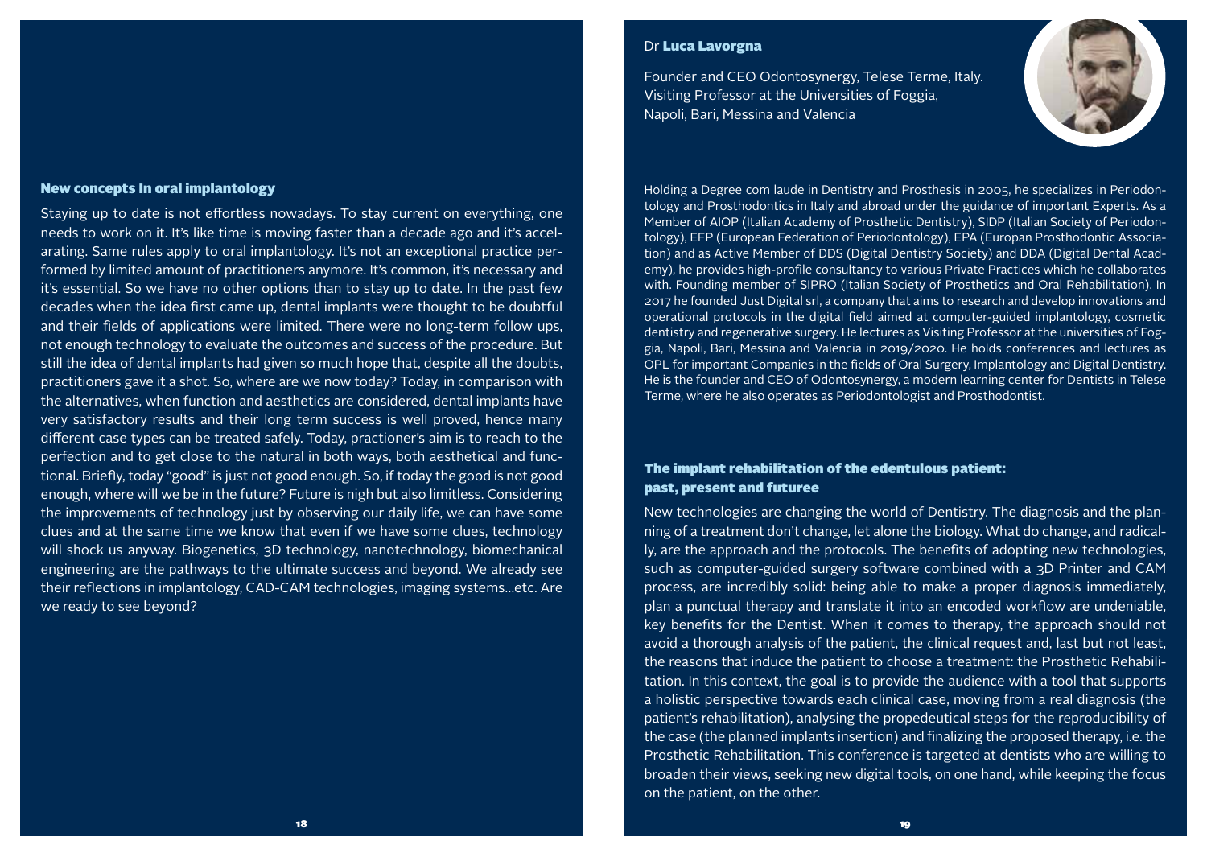## New concepts In oral implantology

Staying up to date is not effortless nowadays. To stay current on everything, one needs to work on it. It's like time is moving faster than a decade ago and it's accelarating. Same rules apply to oral implantology. It's not an exceptional practice performed by limited amount of practitioners anymore. It's common, it's necessary and it's essential. So we have no other options than to stay up to date. In the past few decades when the idea first came up, dental implants were thought to be doubtful and their fields of applications were limited. There were no long-term follow ups, not enough technology to evaluate the outcomes and success of the procedure. But still the idea of dental implants had given so much hope that, despite all the doubts, practitioners gave it a shot. So, where are we now today? Today, in comparison with the alternatives, when function and aesthetics are considered, dental implants have very satisfactory results and their long term success is well proved, hence many different case types can be treated safely. Today, practioner's aim is to reach to the perfection and to get close to the natural in both ways, both aesthetical and functional. Briefly, today "good" is just not good enough. So, if today the good is not good enough, where will we be in the future? Future is nigh but also limitless. Considering the improvements of technology just by observing our daily life, we can have some clues and at the same time we know that even if we have some clues, technology will shock us anyway. Biogenetics, 3D technology, nanotechnology, biomechanical engineering are the pathways to the ultimate success and beyond. We already see their reflections in implantology, CAD-CAM technologies, imaging systems...etc. Are we ready to see beyond?

Dr **Luca Lavorgna**

Founder and CEO Odontosynergy, Telese Terme, Italy.
Visiting Professor at the Universities of Foggia, Napoli, Bari, Messina and Valencia

Holding a Degree com laude in Dentistry and Prosthesis in 2005, he specializes in Periodontology and Prosthodontics in Italy and abroad under the guidance of important Experts. As a Member of AIOP (Italian Academy of Prosthetic Dentistry), SIDP (Italian Society of Periodontology), EFP (European Federation of Periodontology), EPA (Europan Prosthodontic Association) and as Active Member of DDS (Digital Dentistry Society) and DDA (Digital Dental Academy), he provides high-profile consultancy to various Private Practices which he collaborates with. Founding member of SIPRO (Italian Society of Prosthetics and Oral Rehabilitation). In 2017 he founded Just Digital srl, a company that aims to research and develop innovations and operational protocols in the digital field aimed at computer-guided implantology, cosmetic dentistry and regenerative surgery. He lectures as Visiting Professor at the universities of Foggia, Napoli, Bari, Messina and Valencia in 2019/2020. He holds conferences and lectures as OPL for important Companies in the fields of Oral Surgery, Implantology and Digital Dentistry. He is the founder and CEO of Odontosynergy, a modern learning center for Dentists in Telese Terme, where he also operates as Periodontologist and Prosthodontist.

## The implant rehabilitation of the edentulous patient: past, present and futuree

New technologies are changing the world of Dentistry. The diagnosis and the planning of a treatment don't change, let alone the biology. What do change, and radically, are the approach and the protocols. The benefits of adopting new technologies, such as computer-guided surgery software combined with a 3D Printer and CAM process, are incredibly solid: being able to make a proper diagnosis immediately, plan a punctual therapy and translate it into an encoded workflow are undeniable, key benefits for the Dentist. When it comes to therapy, the approach should not avoid a thorough analysis of the patient, the clinical request and, last but not least, the reasons that induce the patient to choose a treatment: the Prosthetic Rehabilitation. In this context, the goal is to provide the audience with a tool that supports a holistic perspective towards each clinical case, moving from a real diagnosis (the patient's rehabilitation), analysing the propedeutical steps for the reproducibility of the case (the planned implants insertion) and finalizing the proposed therapy, i.e. the Prosthetic Rehabilitation. This conference is targeted at dentists who are willing to broaden their views, seeking new digital tools, on one hand, while keeping the focus on the patient, on the other.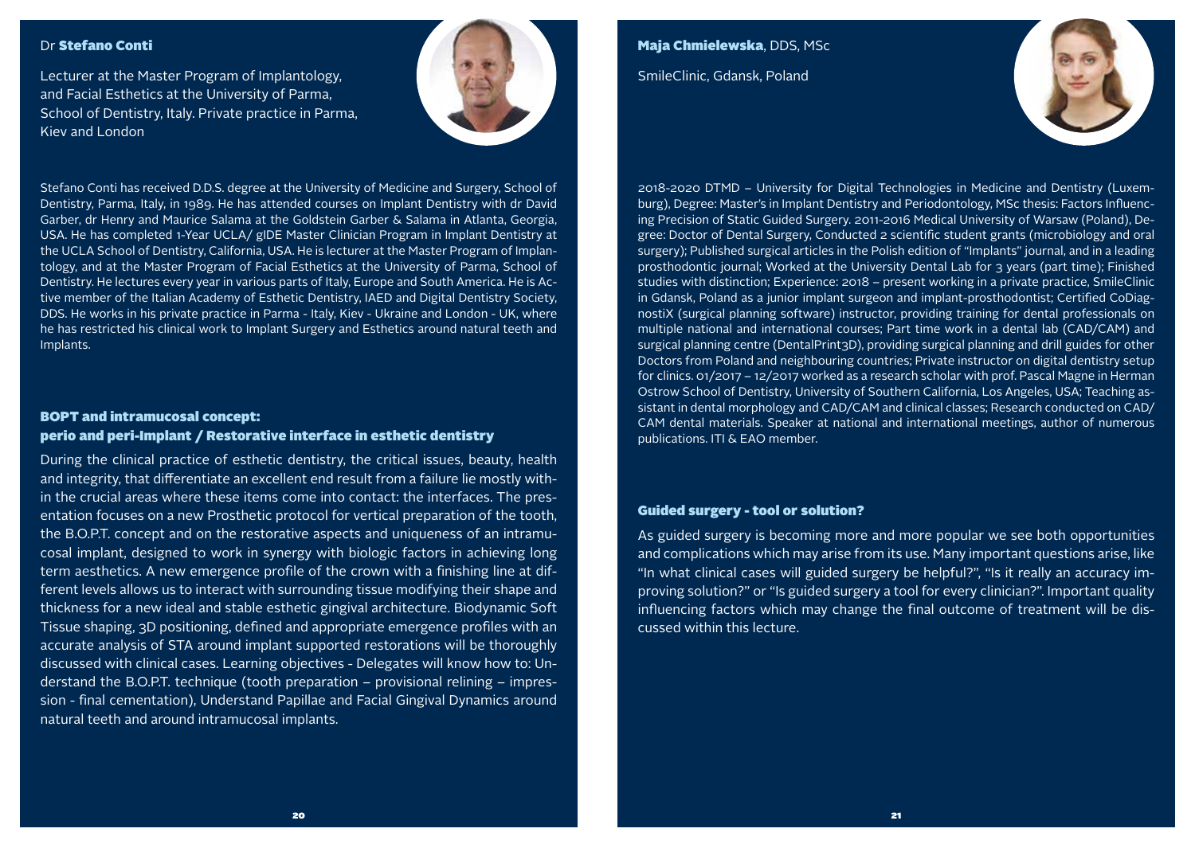## Dr **Stefano Conti**

Lecturer at the Master Program of Implantology, and Facial Esthetics at the University of Parma, School of Dentistry, Italy. Private practice in Parma, Kiev and London

Stefano Conti has received D.D.S. degree at the University of Medicine and Surgery, School of Dentistry, Parma, Italy, in 1989. He has attended courses on Implant Dentistry with dr David Garber, dr Henry and Maurice Salama at the Goldstein Garber & Salama in Atlanta, Georgia, USA. He has completed 1-Year UCLA/ gIDE Master Clinician Program in Implant Dentistry at the UCLA School of Dentistry, California, USA. He is lecturer at the Master Program of Implantology, and at the Master Program of Facial Esthetics at the University of Parma, School of Dentistry. He lectures every year in various parts of Italy, Europe and South America. He is Active member of the Italian Academy of Esthetic Dentistry, IAED and Digital Dentistry Society, DDS. He works in his private practice in Parma - Italy, Kiev - Ukraine and London - UK, where he has restricted his clinical work to Implant Surgery and Esthetics around natural teeth and Implants.

### BOPT and intramucosal concept: perio and peri-Implant / Restorative interface in esthetic dentistry

During the clinical practice of esthetic dentistry, the critical issues, beauty, health and integrity, that differentiate an excellent end result from a failure lie mostly within the crucial areas where these items come into contact: the interfaces. The presentation focuses on a new Prosthetic protocol for vertical preparation of the tooth, the B.O.P.T. concept and on the restorative aspects and uniqueness of an intramucosal implant, designed to work in synergy with biologic factors in achieving long term aesthetics. A new emergence profile of the crown with a finishing line at different levels allows us to interact with surrounding tissue modifying their shape and thickness for a new ideal and stable esthetic gingival architecture. Biodynamic Soft Tissue shaping, 3D positioning, defined and appropriate emergence profiles with an accurate analysis of STA around implant supported restorations will be thoroughly discussed with clinical cases. Learning objectives - Delegates will know how to: Understand the B.O.P.T. technique (tooth preparation – provisional relining – impression - final cementation), Understand Papillae and Facial Gingival Dynamics around natural teeth and around intramucosal implants.

## **Maja Chmielewska**, DDS, MSc

SmileClinic, Gdansk, Poland

2018-2020 DTMD – University for Digital Technologies in Medicine and Dentistry (Luxemburg), Degree: Master's in Implant Dentistry and Periodontology, MSc thesis: Factors Influencing Precision of Static Guided Surgery. 2011-2016 Medical University of Warsaw (Poland), Degree: Doctor of Dental Surgery, Conducted 2 scientific student grants (microbiology and oral surgery); Published surgical articles in the Polish edition of "Implants" journal, and in a leading prosthodontic journal; Worked at the University Dental Lab for 3 years (part time); Finished studies with distinction; Experience: 2018 – present working in a private practice, SmileClinic in Gdansk, Poland as a junior implant surgeon and implant-prosthodontist; Certified CoDiagnostiX (surgical planning software) instructor, providing training for dental professionals on multiple national and international courses; Part time work in a dental lab (CAD/CAM) and surgical planning centre (DentalPrint3D), providing surgical planning and drill guides for other Doctors from Poland and neighbouring countries; Private instructor on digital dentistry setup for clinics. 01/2017 – 12/2017 worked as a research scholar with prof. Pascal Magne in Herman Ostrow School of Dentistry, University of Southern California, Los Angeles, USA; Teaching assistant in dental morphology and CAD/CAM and clinical classes; Research conducted on CAD/CAM dental materials. Speaker at national and international meetings, author of numerous publications. ITI & EAO member.

### Guided surgery - tool or solution?

As guided surgery is becoming more and more popular we see both opportunities and complications which may arise from its use. Many important questions arise, like "In what clinical cases will guided surgery be helpful?", "Is it really an accuracy improving solution?" or "Is guided surgery a tool for every clinician?". Important quality influencing factors which may change the final outcome of treatment will be discussed within this lecture.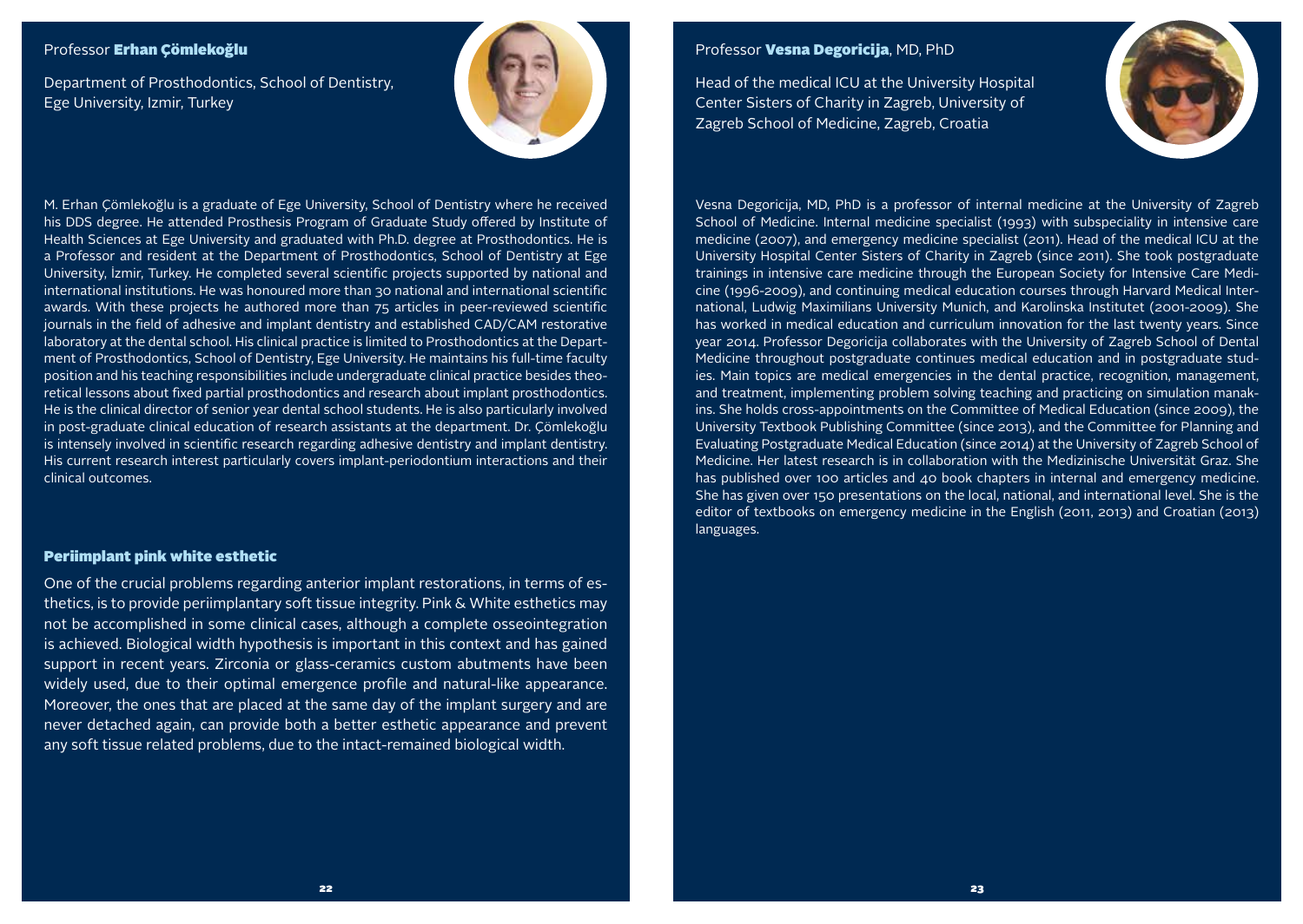## Professor **Erhan Çömlekoğlu**

Department of Prosthodontics, School of Dentistry, Ege University, Izmir, Turkey

M. Erhan Çömlekoğlu is a graduate of Ege University, School of Dentistry where he received his DDS degree. He attended Prosthesis Program of Graduate Study offered by Institute of Health Sciences at Ege University and graduated with Ph.D. degree at Prosthodontics. He is a Professor and resident at the Department of Prosthodontics, School of Dentistry at Ege University, İzmir, Turkey. He completed several scientific projects supported by national and international institutions. He was honoured more than 30 national and international scientific awards. With these projects he authored more than 75 articles in peer-reviewed scientific journals in the field of adhesive and implant dentistry and established CAD/CAM restorative laboratory at the dental school. His clinical practice is limited to Prosthodontics at the Department of Prosthodontics, School of Dentistry, Ege University. He maintains his full-time faculty position and his teaching responsibilities include undergraduate clinical practice besides theoretical lessons about fixed partial prosthodontics and research about implant prosthodontics. He is the clinical director of senior year dental school students. He is also particularly involved in post-graduate clinical education of research assistants at the department. Dr. Çömlekoğlu is intensely involved in scientific research regarding adhesive dentistry and implant dentistry. His current research interest particularly covers implant-periodontium interactions and their clinical outcomes.

### Periimplant pink white esthetic

One of the crucial problems regarding anterior implant restorations, in terms of esthetics, is to provide periimplantary soft tissue integrity. Pink & White esthetics may not be accomplished in some clinical cases, although a complete osseointegration is achieved. Biological width hypothesis is important in this context and has gained support in recent years. Zirconia or glass-ceramics custom abutments have been widely used, due to their optimal emergence profile and natural-like appearance. Moreover, the ones that are placed at the same day of the implant surgery and are never detached again, can provide both a better esthetic appearance and prevent any soft tissue related problems, due to the intact-remained biological width.

## Professor **Vesna Degoricija**, MD, PhD

Head of the medical ICU at the University Hospital Center Sisters of Charity in Zagreb, University of Zagreb School of Medicine, Zagreb, Croatia

Vesna Degoricija, MD, PhD is a professor of internal medicine at the University of Zagreb School of Medicine. Internal medicine specialist (1993) with subspeciality in intensive care medicine (2007), and emergency medicine specialist (2011). Head of the medical ICU at the University Hospital Center Sisters of Charity in Zagreb (since 2011). She took postgraduate trainings in intensive care medicine through the European Society for Intensive Care Medicine (1996-2009), and continuing medical education courses through Harvard Medical International, Ludwig Maximilians University Munich, and Karolinska Institutet (2001-2009). She has worked in medical education and curriculum innovation for the last twenty years. Since year 2014. Professor Degoricija collaborates with the University of Zagreb School of Dental Medicine throughout postgraduate continues medical education and in postgraduate studies. Main topics are medical emergencies in the dental practice, recognition, management, and treatment, implementing problem solving teaching and practicing on simulation manakins. She holds cross-appointments on the Committee of Medical Education (since 2009), the University Textbook Publishing Committee (since 2013), and the Committee for Planning and Evaluating Postgraduate Medical Education (since 2014) at the University of Zagreb School of Medicine. Her latest research is in collaboration with the Medizinische Universität Graz. She has published over 100 articles and 40 book chapters in internal and emergency medicine. She has given over 150 presentations on the local, national, and international level. She is the editor of textbooks on emergency medicine in the English (2011, 2013) and Croatian (2013) languages.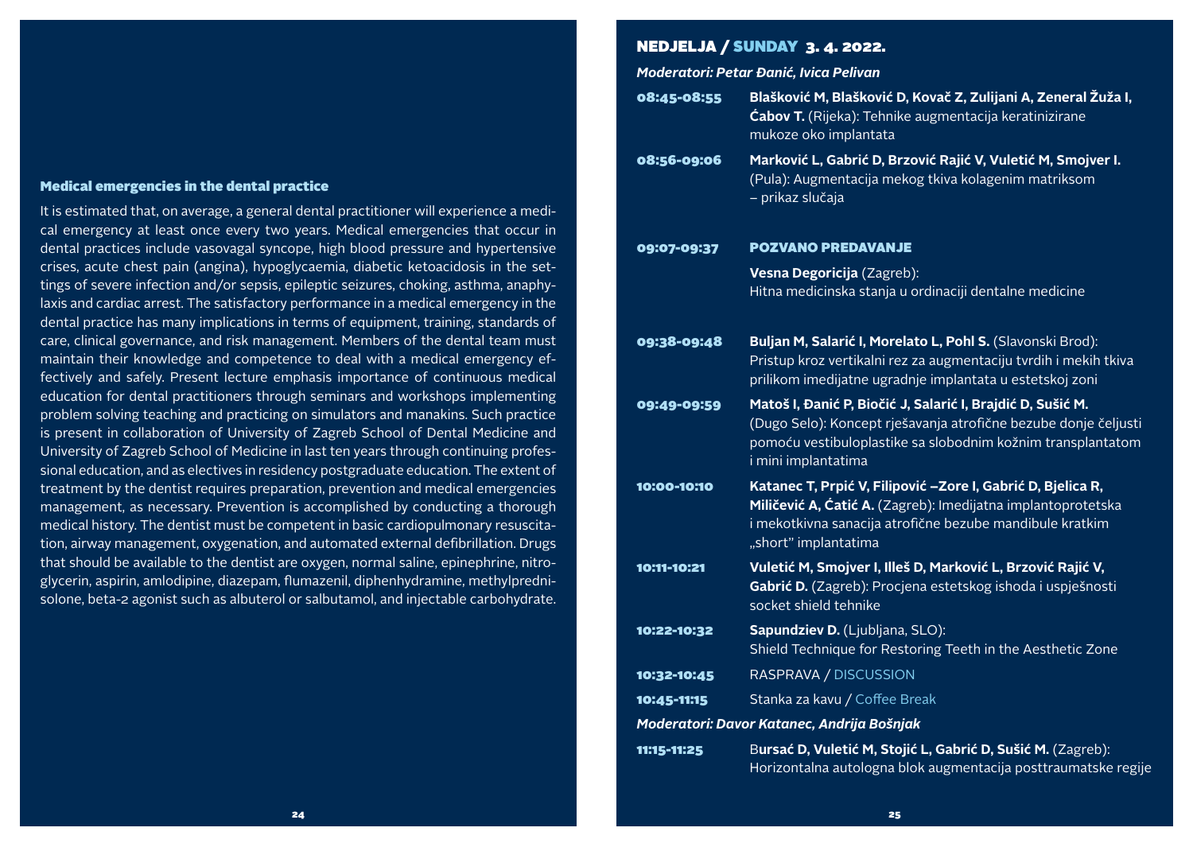### Medical emergencies in the dental practice

It is estimated that, on average, a general dental practitioner will experience a medical emergency at least once every two years. Medical emergencies that occur in dental practices include vasovagal syncope, high blood pressure and hypertensive crises, acute chest pain (angina), hypoglycaemia, diabetic ketoacidosis in the settings of severe infection and/or sepsis, epileptic seizures, choking, asthma, anaphylaxis and cardiac arrest. The satisfactory performance in a medical emergency in the dental practice has many implications in terms of equipment, training, standards of care, clinical governance, and risk management. Members of the dental team must maintain their knowledge and competence to deal with a medical emergency effectively and safely. Present lecture emphasis importance of continuous medical education for dental practitioners through seminars and workshops implementing problem solving teaching and practicing on simulators and manakins. Such practice is present in collaboration of University of Zagreb School of Dental Medicine and University of Zagreb School of Medicine in last ten years through continuing professional education, and as electives in residency postgraduate education. The extent of treatment by the dentist requires preparation, prevention and medical emergencies management, as necessary. Prevention is accomplished by conducting a thorough medical history. The dentist must be competent in basic cardiopulmonary resuscitation, airway management, oxygenation, and automated external defibrillation. Drugs that should be available to the dentist are oxygen, normal saline, epinephrine, nitroglycerin, aspirin, amlodipine, diazepam, flumazenil, diphenhydramine, methylprednisolone, beta-2 agonist such as albuterol or salbutamol, and injectable carbohydrate.

## NEDJELJA / SUNDAY 3. 4. 2022.

*Moderatori: Petar Đanić, Ivica Pelivan*

**08:45-08:55** **Blašković M, Blašković D, Kovač Z, Zulijani A, Zeneral Žuža I, Ćabov T.** (Rijeka): Tehnike augmentacija keratinizirane mukoze oko implantata

**08:56-09:06** **Marković L, Gabrić D, Brzović Rajić V, Vuletić M, Smojver I.** (Pula): Augmentacija mekog tkiva kolagenim matriksom – prikaz slučaja

**09:07-09:37** **POZVANO PREDAVANJE**

**Vesna Degoricija** (Zagreb): Hitna medicinska stanja u ordinaciji dentalne medicine

**09:38-09:48** **Buljan M, Salarić I, Morelato L, Pohl S.** (Slavonski Brod): Pristup kroz vertikalni rez za augmentaciju tvrdih i mekih tkiva prilikom imedijatne ugradnje implantata u estetskoj zoni

**09:49-09:59** **Matoš I, Đanić P, Biočić J, Salarić I, Brajdić D, Sušić M.** (Dugo Selo): Koncept rješavanja atrofične bezube donje čeljusti pomoću vestibuloplastike sa slobodnim kožnim transplantatom i mini implantatima

**10:00-10:10** **Katanec T, Prpić V, Filipović –Zore I, Gabrić D, Bjelica R, Miličević A, Ćatić A.** (Zagreb): Imedijatna implantoprotetska i mekotkivna sanacija atrofične bezube mandibule kratkim „short" implantatima

**10:11-10:21** **Vuletić M, Smojver I, Illeš D, Marković L, Brzović Rajić V, Gabrić D.** (Zagreb): Procjena estetskog ishoda i uspješnosti socket shield tehnike

**10:22-10:32** **Sapundziev D.** (Ljubljana, SLO): Shield Technique for Restoring Teeth in the Aesthetic Zone

**10:32-10:45** RASPRAVA / DISCUSSION

**10:45-11:15** Stanka za kavu / Coffee Break

*Moderatori: Davor Katanec, Andrija Bošnjak*

**11:15-11:25** **Bursać D, Vuletić M, Stojić L, Gabrić D, Sušić M.** (Zagreb): Horizontalna autologna blok augmentacija posttraumatske regije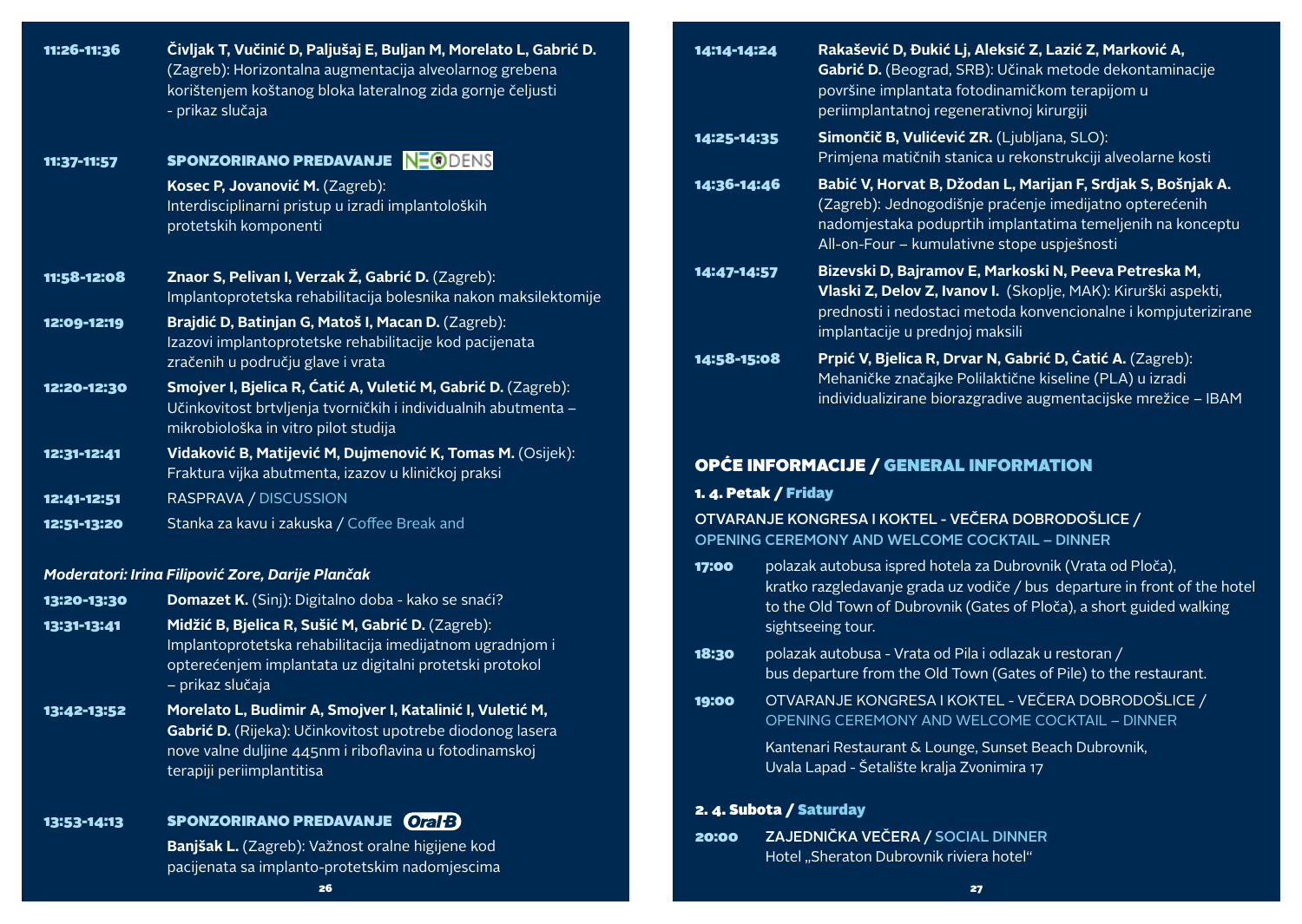**11:26-11:36** **Čivljak T, Vučinić D, Paljušaj E, Buljan M, Morelato L, Gabrić D.** (Zagreb): Horizontalna augmentacija alveolarnog grebena korištenjem koštanog bloka lateralnog zida gornje čeljusti - prikaz slučaja

**11:37-11:57** **SPONZORIRANO PREDAVANJE** NEODENS

**Kosec P, Jovanović M.** (Zagreb): Interdisciplinarni pristup u izradi implantoloških protetskih komponenti

**11:58-12:08** **Znaor S, Pelivan I, Verzak Ž, Gabrić D.** (Zagreb): Implantoprotetska rehabilitacija bolesnika nakon maksilektomije

**12:09-12:19** **Brajdić D, Batinjan G, Matoš I, Macan D.** (Zagreb): Izazovi implantoprotetske rehabilitacije kod pacijenata zračenih u području glave i vrata

**12:20-12:30** **Smojver I, Bjelica R, Ćatić A, Vuletić M, Gabrić D.** (Zagreb): Učinkovitost brtvljenja tvorničkih i individualnih abutmenta – mikrobiološka in vitro pilot studija

**12:31-12:41** **Vidaković B, Matijević M, Dujmenović K, Tomas M.** (Osijek): Fraktura vijka abutmenta, izazov u kliničkoj praksi

**12:41-12:51** RASPRAVA / DISCUSSION

**12:51-13:20** Stanka za kavu i zakuska / Coffee Break and

***Moderatori: Irina Filipović Zore, Darije Plančak***

**13:20-13:30** **Domazet K.** (Sinj): Digitalno doba - kako se snaći?

**13:31-13:41** **Midžić B, Bjelica R, Sušić M, Gabrić D.** (Zagreb): Implantoprotetska rehabilitacija imedijatnom ugradnjom i opterećenjem implantata uz digitalni protetski protokol – prikaz slučaja

**13:42-13:52** **Morelato L, Budimir A, Smojver I, Katalinić I, Vuletić M, Gabrić D.** (Rijeka): Učinkovitost upotrebe diodonog lasera nove valne duljine 445nm i riboflavina u fotodinamskoj terapiji periimplantitisa

**13:53-14:13** **SPONZORIRANO PREDAVANJE** Oral-B

**Banjšak L.** (Zagreb): Važnost oralne higijene kod pacijenata sa implanto-protetskim nadomjescima

**14:14-14:24** **Rakašević D, Đukić Lj, Aleksić Z, Lazić Z, Marković A, Gabrić D.** (Beograd, SRB): Učinak metode dekontaminacije površine implantata fotodinamičkom terapijom u periimplantatnoj regenerativnoj kirurgiji

**14:25-14:35** **Simončič B, Vulićević ZR.** (Ljubljana, SLO): Primjena matičnih stanica u rekonstrukciji alveolarne kosti

**14:36-14:46** **Babić V, Horvat B, Džodan L, Marijan F, Srdjak S, Bošnjak A.** (Zagreb): Jednogodišnje praćenje imedijatno opterećenih nadomjestaka poduprtih implantatima temeljenih na konceptu All-on-Four – kumulativne stope uspješnosti

**14:47-14:57** **Bizevski D, Bajramov E, Markoski N, Peeva Petreska M, Vlaski Z, Delov Z, Ivanov I.** (Skoplje, MAK): Kirurški aspekti, prednosti i nedostaci metoda konvencionalne i kompjuterizirane implantacije u prednjoj maksili

**14:58-15:08** **Prpić V, Bjelica R, Drvar N, Gabrić D, Ćatić A.** (Zagreb): Mehaničke značajke Polilaktične kiseline (PLA) u izradi individualizirane biorazgradive augmentacijske mrežice – IBAM

## OPĆE INFORMACIJE / GENERAL INFORMATION

### 1. 4. Petak / Friday

OTVARANJE KONGRESA I KOKTEL - VEČERA DOBRODOŠLICE / OPENING CEREMONY AND WELCOME COCKTAIL – DINNER

**17:00** polazak autobusa ispred hotela za Dubrovnik (Vrata od Ploča), kratko razgledavanje grada uz vodiče / bus departure in front of the hotel to the Old Town of Dubrovnik (Gates of Ploča), a short guided walking sightseeing tour.

**18:30** polazak autobusa - Vrata od Pila i odlazak u restoran / bus departure from the Old Town (Gates of Pile) to the restaurant.

**19:00** OTVARANJE KONGRESA I KOKTEL - VEČERA DOBRODOŠLICE / OPENING CEREMONY AND WELCOME COCKTAIL – DINNER

Kantenari Restaurant & Lounge, Sunset Beach Dubrovnik, Uvala Lapad - Šetalište kralja Zvonimira 17

### 2. 4. Subota / Saturday

**20:00** ZAJEDNIČKA VEČERA / SOCIAL DINNER

Hotel „Sheraton Dubrovnik riviera hotel"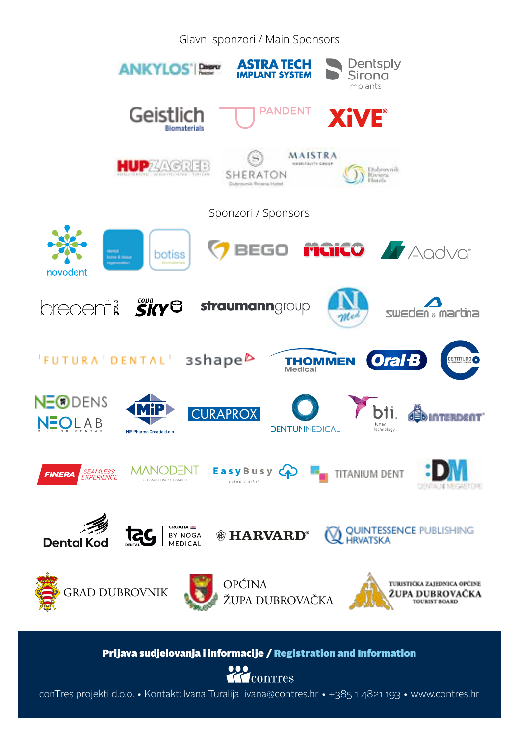Glavni sponzori / Main Sponsors

Sponzori / Sponsors

**Prijava sudjelovanja i informacije / Registration and Information**

conTres projekti d.o.o. • Kontakt: Ivana Turalija ivana@contres.hr • +385 1 4821 193 • www.contres.hr